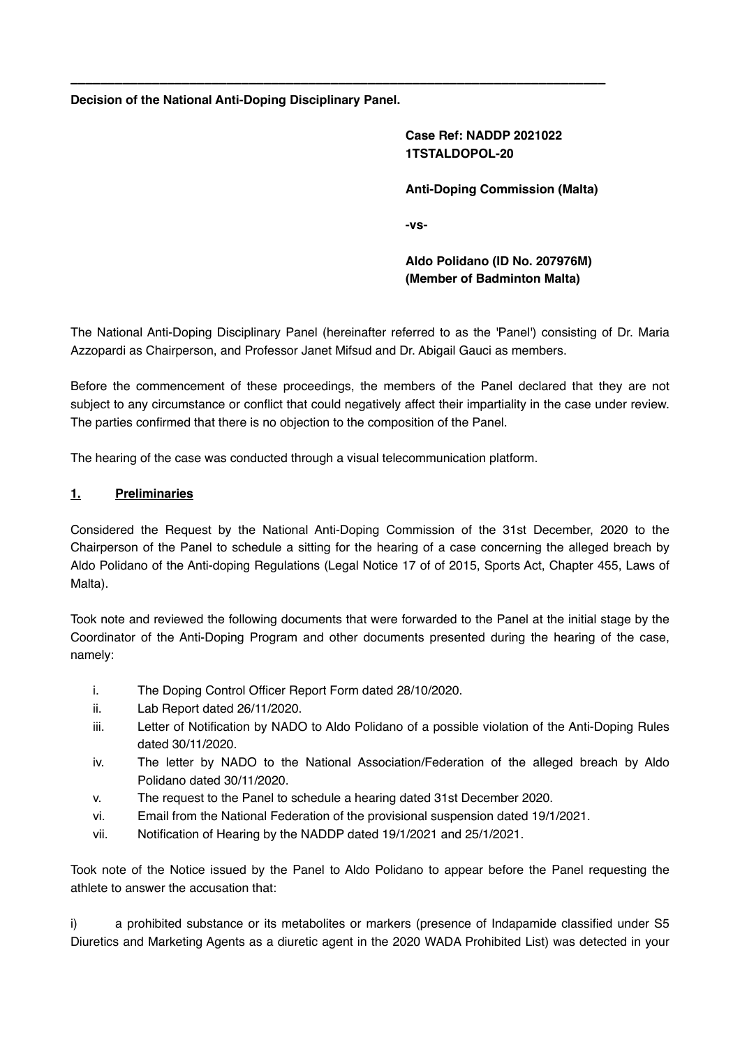---

**Decision of the National Anti-Doping Disciplinary Panel.**

**Case Ref: NADDP 2021022**
**1TSTALDOPOL-20**

**Anti-Doping Commission (Malta)**

**-vs-**

**Aldo Polidano (ID No. 207976M)**
**(Member of Badminton Malta)**

The National Anti-Doping Disciplinary Panel (hereinafter referred to as the 'Panel') consisting of Dr. Maria Azzopardi as Chairperson, and Professor Janet Mifsud and Dr. Abigail Gauci as members.

Before the commencement of these proceedings, the members of the Panel declared that they are not subject to any circumstance or conflict that could negatively affect their impartiality in the case under review. The parties confirmed that there is no objection to the composition of the Panel.

The hearing of the case was conducted through a visual telecommunication platform.

## 1. Preliminaries

Considered the Request by the National Anti-Doping Commission of the 31st December, 2020 to the Chairperson of the Panel to schedule a sitting for the hearing of a case concerning the alleged breach by Aldo Polidano of the Anti-doping Regulations (Legal Notice 17 of of 2015, Sports Act, Chapter 455, Laws of Malta).

Took note and reviewed the following documents that were forwarded to the Panel at the initial stage by the Coordinator of the Anti-Doping Program and other documents presented during the hearing of the case, namely:

i. The Doping Control Officer Report Form dated 28/10/2020.
ii. Lab Report dated 26/11/2020.
iii. Letter of Notification by NADO to Aldo Polidano of a possible violation of the Anti-Doping Rules dated 30/11/2020.
iv. The letter by NADO to the National Association/Federation of the alleged breach by Aldo Polidano dated 30/11/2020.
v. The request to the Panel to schedule a hearing dated 31st December 2020.
vi. Email from the National Federation of the provisional suspension dated 19/1/2021.
vii. Notification of Hearing by the NADDP dated 19/1/2021 and 25/1/2021.

Took note of the Notice issued by the Panel to Aldo Polidano to appear before the Panel requesting the athlete to answer the accusation that:

i) a prohibited substance or its metabolites or markers (presence of Indapamide classified under S5 Diuretics and Marketing Agents as a diuretic agent in the 2020 WADA Prohibited List) was detected in your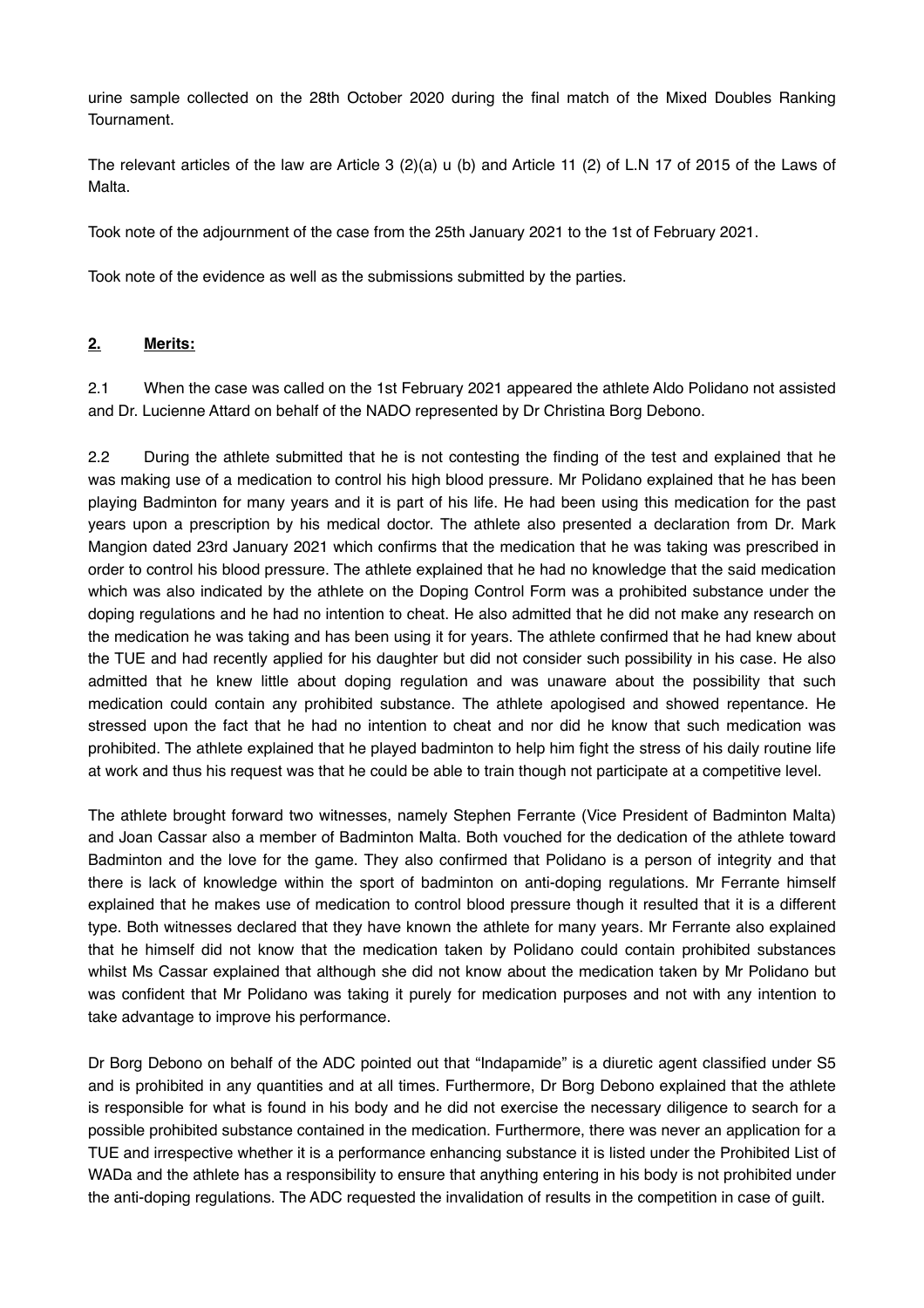urine sample collected on the 28th October 2020 during the final match of the Mixed Doubles Ranking Tournament.

The relevant articles of the law are Article 3 (2)(a) u (b) and Article 11 (2) of L.N 17 of 2015 of the Laws of Malta.

Took note of the adjournment of the case from the 25th January 2021 to the 1st of February 2021.

Took note of the evidence as well as the submissions submitted by the parties.

## **2. Merits:**

2.1 When the case was called on the 1st February 2021 appeared the athlete Aldo Polidano not assisted and Dr. Lucienne Attard on behalf of the NADO represented by Dr Christina Borg Debono.

2.2 During the athlete submitted that he is not contesting the finding of the test and explained that he was making use of a medication to control his high blood pressure. Mr Polidano explained that he has been playing Badminton for many years and it is part of his life. He had been using this medication for the past years upon a prescription by his medical doctor. The athlete also presented a declaration from Dr. Mark Mangion dated 23rd January 2021 which confirms that the medication that he was taking was prescribed in order to control his blood pressure. The athlete explained that he had no knowledge that the said medication which was also indicated by the athlete on the Doping Control Form was a prohibited substance under the doping regulations and he had no intention to cheat. He also admitted that he did not make any research on the medication he was taking and has been using it for years. The athlete confirmed that he had knew about the TUE and had recently applied for his daughter but did not consider such possibility in his case. He also admitted that he knew little about doping regulation and was unaware about the possibility that such medication could contain any prohibited substance. The athlete apologised and showed repentance. He stressed upon the fact that he had no intention to cheat and nor did he know that such medication was prohibited. The athlete explained that he played badminton to help him fight the stress of his daily routine life at work and thus his request was that he could be able to train though not participate at a competitive level.

The athlete brought forward two witnesses, namely Stephen Ferrante (Vice President of Badminton Malta) and Joan Cassar also a member of Badminton Malta. Both vouched for the dedication of the athlete toward Badminton and the love for the game. They also confirmed that Polidano is a person of integrity and that there is lack of knowledge within the sport of badminton on anti-doping regulations. Mr Ferrante himself explained that he makes use of medication to control blood pressure though it resulted that it is a different type. Both witnesses declared that they have known the athlete for many years. Mr Ferrante also explained that he himself did not know that the medication taken by Polidano could contain prohibited substances whilst Ms Cassar explained that although she did not know about the medication taken by Mr Polidano but was confident that Mr Polidano was taking it purely for medication purposes and not with any intention to take advantage to improve his performance.

Dr Borg Debono on behalf of the ADC pointed out that "Indapamide" is a diuretic agent classified under S5 and is prohibited in any quantities and at all times. Furthermore, Dr Borg Debono explained that the athlete is responsible for what is found in his body and he did not exercise the necessary diligence to search for a possible prohibited substance contained in the medication. Furthermore, there was never an application for a TUE and irrespective whether it is a performance enhancing substance it is listed under the Prohibited List of WADa and the athlete has a responsibility to ensure that anything entering in his body is not prohibited under the anti-doping regulations. The ADC requested the invalidation of results in the competition in case of guilt.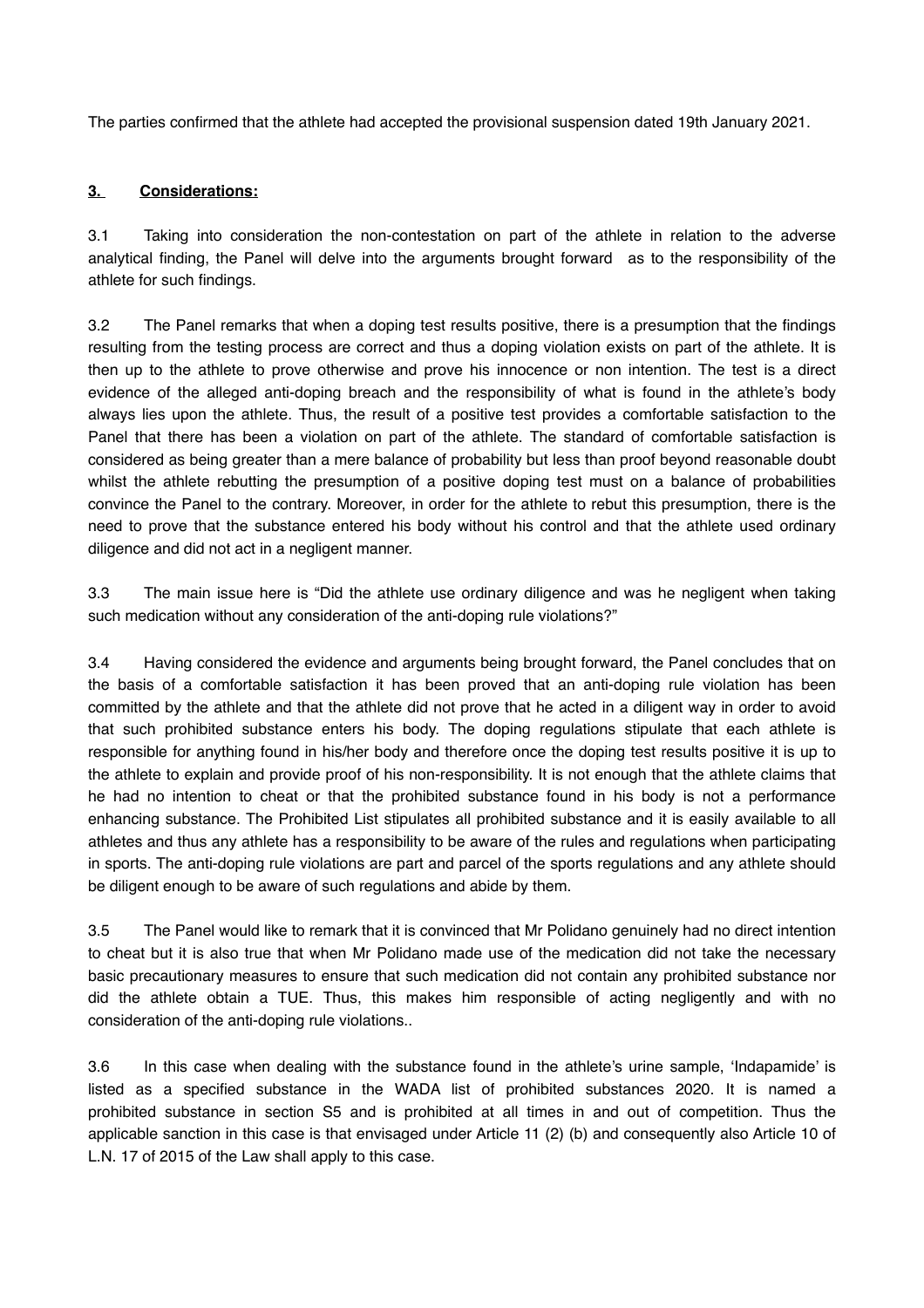The parties confirmed that the athlete had accepted the provisional suspension dated 19th January 2021.

**3. Considerations:**

3.1 Taking into consideration the non-contestation on part of the athlete in relation to the adverse analytical finding, the Panel will delve into the arguments brought forward as to the responsibility of the athlete for such findings.

3.2 The Panel remarks that when a doping test results positive, there is a presumption that the findings resulting from the testing process are correct and thus a doping violation exists on part of the athlete. It is then up to the athlete to prove otherwise and prove his innocence or non intention. The test is a direct evidence of the alleged anti-doping breach and the responsibility of what is found in the athlete's body always lies upon the athlete. Thus, the result of a positive test provides a comfortable satisfaction to the Panel that there has been a violation on part of the athlete. The standard of comfortable satisfaction is considered as being greater than a mere balance of probability but less than proof beyond reasonable doubt whilst the athlete rebutting the presumption of a positive doping test must on a balance of probabilities convince the Panel to the contrary. Moreover, in order for the athlete to rebut this presumption, there is the need to prove that the substance entered his body without his control and that the athlete used ordinary diligence and did not act in a negligent manner.

3.3 The main issue here is "Did the athlete use ordinary diligence and was he negligent when taking such medication without any consideration of the anti-doping rule violations?"

3.4 Having considered the evidence and arguments being brought forward, the Panel concludes that on the basis of a comfortable satisfaction it has been proved that an anti-doping rule violation has been committed by the athlete and that the athlete did not prove that he acted in a diligent way in order to avoid that such prohibited substance enters his body. The doping regulations stipulate that each athlete is responsible for anything found in his/her body and therefore once the doping test results positive it is up to the athlete to explain and provide proof of his non-responsibility. It is not enough that the athlete claims that he had no intention to cheat or that the prohibited substance found in his body is not a performance enhancing substance. The Prohibited List stipulates all prohibited substance and it is easily available to all athletes and thus any athlete has a responsibility to be aware of the rules and regulations when participating in sports. The anti-doping rule violations are part and parcel of the sports regulations and any athlete should be diligent enough to be aware of such regulations and abide by them.

3.5 The Panel would like to remark that it is convinced that Mr Polidano genuinely had no direct intention to cheat but it is also true that when Mr Polidano made use of the medication did not take the necessary basic precautionary measures to ensure that such medication did not contain any prohibited substance nor did the athlete obtain a TUE. Thus, this makes him responsible of acting negligently and with no consideration of the anti-doping rule violations..

3.6 In this case when dealing with the substance found in the athlete's urine sample, 'Indapamide' is listed as a specified substance in the WADA list of prohibited substances 2020. It is named a prohibited substance in section S5 and is prohibited at all times in and out of competition. Thus the applicable sanction in this case is that envisaged under Article 11 (2) (b) and consequently also Article 10 of L.N. 17 of 2015 of the Law shall apply to this case.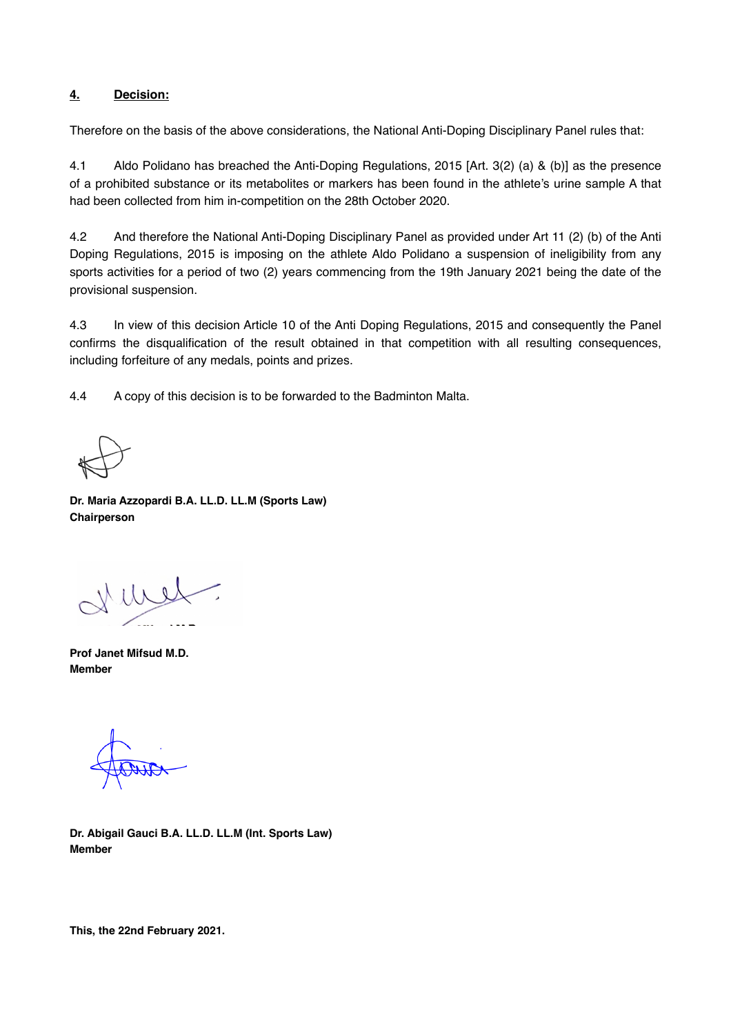## 4. Decision:

Therefore on the basis of the above considerations, the National Anti-Doping Disciplinary Panel rules that:

4.1 Aldo Polidano has breached the Anti-Doping Regulations, 2015 [Art. 3(2) (a) & (b)] as the presence of a prohibited substance or its metabolites or markers has been found in the athlete's urine sample A that had been collected from him in-competition on the 28th October 2020.

4.2 And therefore the National Anti-Doping Disciplinary Panel as provided under Art 11 (2) (b) of the Anti Doping Regulations, 2015 is imposing on the athlete Aldo Polidano a suspension of ineligibility from any sports activities for a period of two (2) years commencing from the 19th January 2021 being the date of the provisional suspension.

4.3 In view of this decision Article 10 of the Anti Doping Regulations, 2015 and consequently the Panel confirms the disqualification of the result obtained in that competition with all resulting consequences, including forfeiture of any medals, points and prizes.

4.4 A copy of this decision is to be forwarded to the Badminton Malta.

**Dr. Maria Azzopardi B.A. LL.D. LL.M (Sports Law)**
**Chairperson**

**Prof Janet Mifsud M.D.**
**Member**

**Dr. Abigail Gauci B.A. LL.D. LL.M (Int. Sports Law)**
**Member**

**This, the 22nd February 2021.**